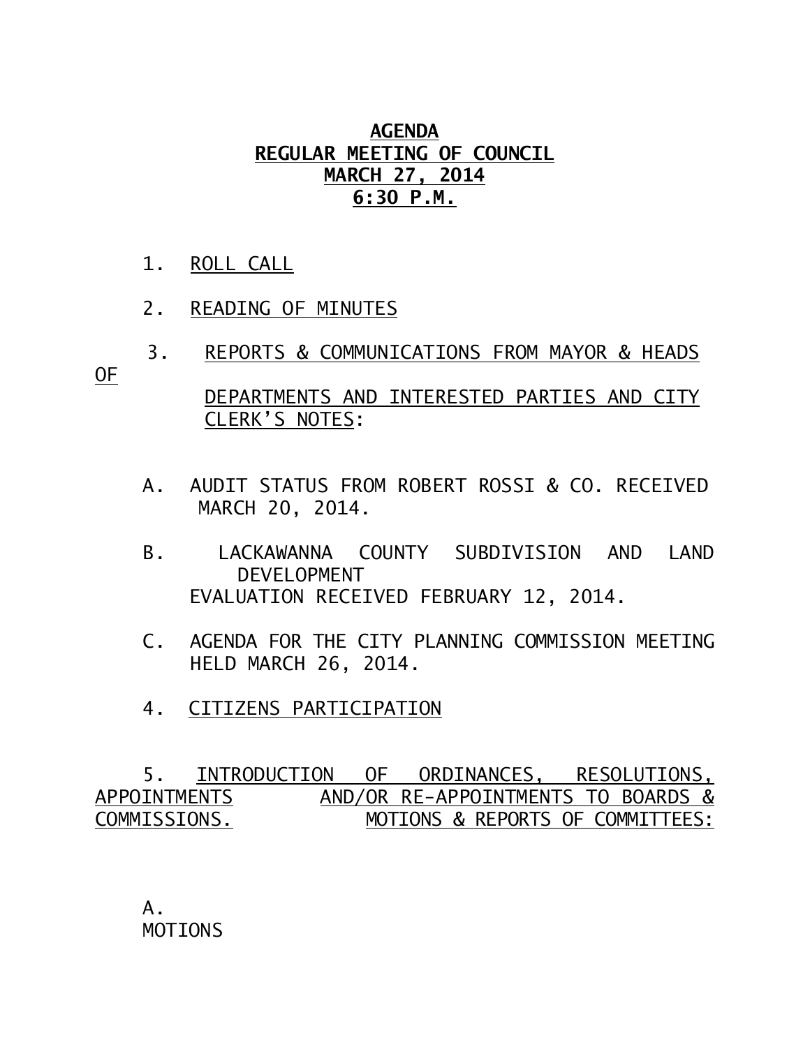# AGENDA
## REGULAR MEETING OF COUNCIL
## MARCH 27, 2014
## 6:30 P.M.

1. ROLL CALL

2. READING OF MINUTES

3. REPORTS & COMMUNICATIONS FROM MAYOR & HEADS OF DEPARTMENTS AND INTERESTED PARTIES AND CITY CLERK'S NOTES:

   A. AUDIT STATUS FROM ROBERT ROSSI & CO. RECEIVED MARCH 20, 2014.

   B. LACKAWANNA COUNTY SUBDIVISION AND LAND DEVELOPMENT EVALUATION RECEIVED FEBRUARY 12, 2014.

   C. AGENDA FOR THE CITY PLANNING COMMISSION MEETING HELD MARCH 26, 2014.

4. CITIZENS PARTICIPATION

5. INTRODUCTION OF ORDINANCES, RESOLUTIONS, APPOINTMENTS AND/OR RE-APPOINTMENTS TO BOARDS & COMMISSIONS. MOTIONS & REPORTS OF COMMITTEES:

   A. MOTIONS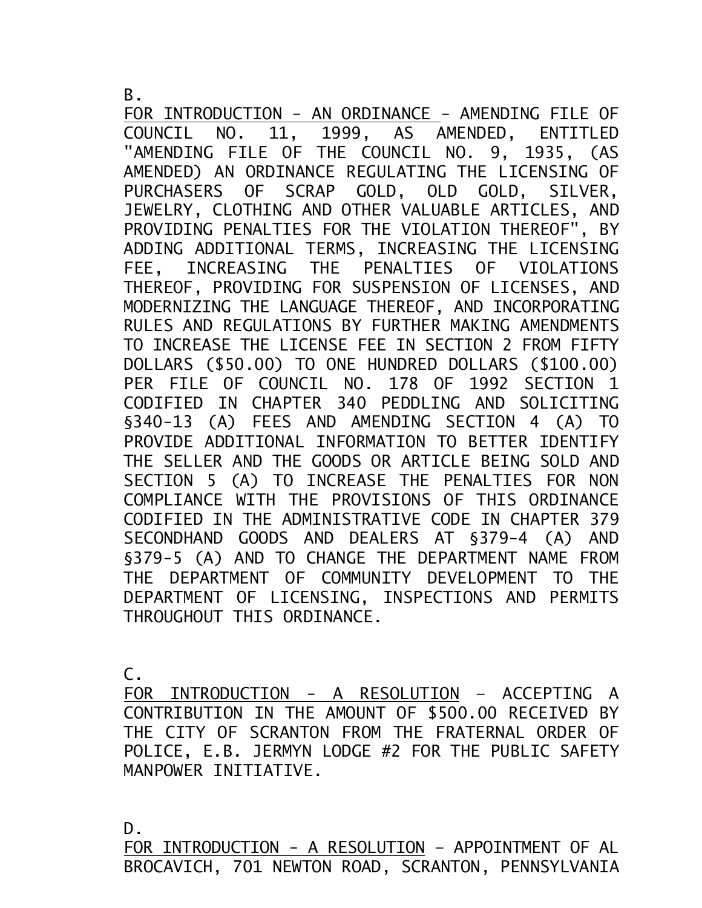B.

FOR INTRODUCTION - AN ORDINANCE - AMENDING FILE OF COUNCIL NO. 11, 1999, AS AMENDED, ENTITLED "AMENDING FILE OF THE COUNCIL NO. 9, 1935, (AS AMENDED) AN ORDINANCE REGULATING THE LICENSING OF PURCHASERS OF SCRAP GOLD, OLD GOLD, SILVER, JEWELRY, CLOTHING AND OTHER VALUABLE ARTICLES, AND PROVIDING PENALTIES FOR THE VIOLATION THEREOF", BY ADDING ADDITIONAL TERMS, INCREASING THE LICENSING FEE, INCREASING THE PENALTIES OF VIOLATIONS THEREOF, PROVIDING FOR SUSPENSION OF LICENSES, AND MODERNIZING THE LANGUAGE THEREOF, AND INCORPORATING RULES AND REGULATIONS BY FURTHER MAKING AMENDMENTS TO INCREASE THE LICENSE FEE IN SECTION 2 FROM FIFTY DOLLARS ($50.00) TO ONE HUNDRED DOLLARS ($100.00) PER FILE OF COUNCIL NO. 178 OF 1992 SECTION 1 CODIFIED IN CHAPTER 340 PEDDLING AND SOLICITING §340-13 (A) FEES AND AMENDING SECTION 4 (A) TO PROVIDE ADDITIONAL INFORMATION TO BETTER IDENTIFY THE SELLER AND THE GOODS OR ARTICLE BEING SOLD AND SECTION 5 (A) TO INCREASE THE PENALTIES FOR NON COMPLIANCE WITH THE PROVISIONS OF THIS ORDINANCE CODIFIED IN THE ADMINISTRATIVE CODE IN CHAPTER 379 SECONDHAND GOODS AND DEALERS AT §379-4 (A) AND §379-5 (A) AND TO CHANGE THE DEPARTMENT NAME FROM THE DEPARTMENT OF COMMUNITY DEVELOPMENT TO THE DEPARTMENT OF LICENSING, INSPECTIONS AND PERMITS THROUGHOUT THIS ORDINANCE.

C.

FOR INTRODUCTION - A RESOLUTION – ACCEPTING A CONTRIBUTION IN THE AMOUNT OF $500.00 RECEIVED BY THE CITY OF SCRANTON FROM THE FRATERNAL ORDER OF POLICE, E.B. JERMYN LODGE #2 FOR THE PUBLIC SAFETY MANPOWER INITIATIVE.

D.

FOR INTRODUCTION - A RESOLUTION – APPOINTMENT OF AL BROCAVICH, 701 NEWTON ROAD, SCRANTON, PENNSYLVANIA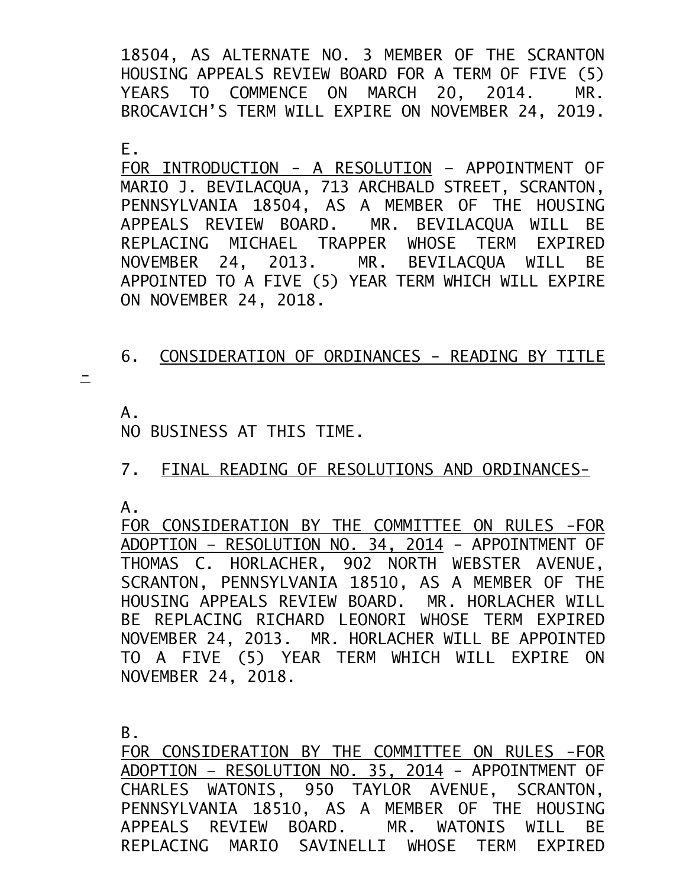18504, AS ALTERNATE NO. 3 MEMBER OF THE SCRANTON HOUSING APPEALS REVIEW BOARD FOR A TERM OF FIVE (5) YEARS TO COMMENCE ON MARCH 20, 2014. MR. BROCAVICH'S TERM WILL EXPIRE ON NOVEMBER 24, 2019.

E.
<u>FOR INTRODUCTION - A RESOLUTION</u> – APPOINTMENT OF MARIO J. BEVILACQUA, 713 ARCHBALD STREET, SCRANTON, PENNSYLVANIA 18504, AS A MEMBER OF THE HOUSING APPEALS REVIEW BOARD. MR. BEVILACQUA WILL BE REPLACING MICHAEL TRAPPER WHOSE TERM EXPIRED NOVEMBER 24, 2013. MR. BEVILACQUA WILL BE APPOINTED TO A FIVE (5) YEAR TERM WHICH WILL EXPIRE ON NOVEMBER 24, 2018.

6. <u>CONSIDERATION OF ORDINANCES - READING BY TITLE -</u>

A.
NO BUSINESS AT THIS TIME.

7. <u>FINAL READING OF RESOLUTIONS AND ORDINANCES-</u>

A.
<u>FOR CONSIDERATION BY THE COMMITTEE ON RULES -FOR ADOPTION – RESOLUTION NO. 34, 2014</u> - APPOINTMENT OF THOMAS C. HORLACHER, 902 NORTH WEBSTER AVENUE, SCRANTON, PENNSYLVANIA 18510, AS A MEMBER OF THE HOUSING APPEALS REVIEW BOARD. MR. HORLACHER WILL BE REPLACING RICHARD LEONORI WHOSE TERM EXPIRED NOVEMBER 24, 2013. MR. HORLACHER WILL BE APPOINTED TO A FIVE (5) YEAR TERM WHICH WILL EXPIRE ON NOVEMBER 24, 2018.

B.
<u>FOR CONSIDERATION BY THE COMMITTEE ON RULES -FOR ADOPTION – RESOLUTION NO. 35, 2014</u> - APPOINTMENT OF CHARLES WATONIS, 950 TAYLOR AVENUE, SCRANTON, PENNSYLVANIA 18510, AS A MEMBER OF THE HOUSING APPEALS REVIEW BOARD. MR. WATONIS WILL BE REPLACING MARIO SAVINELLI WHOSE TERM EXPIRED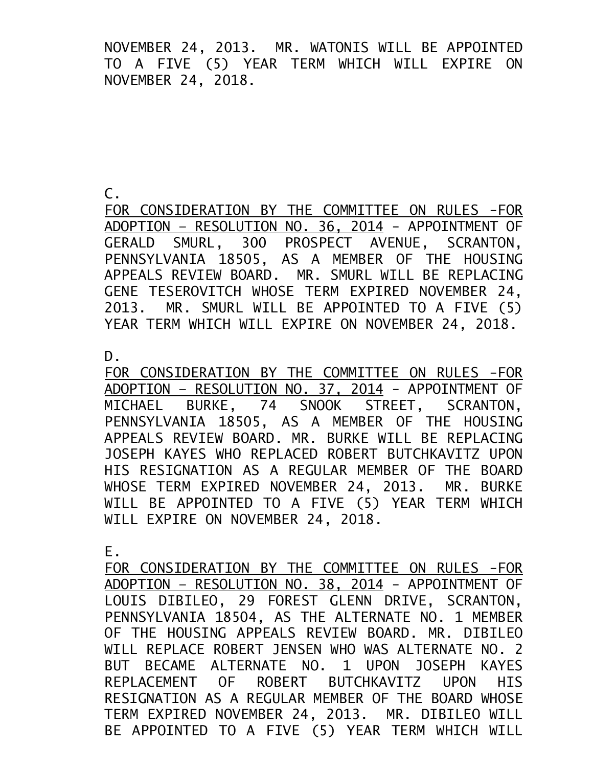NOVEMBER 24, 2013. MR. WATONIS WILL BE APPOINTED TO A FIVE (5) YEAR TERM WHICH WILL EXPIRE ON NOVEMBER 24, 2018.

C.

<u>FOR CONSIDERATION BY THE COMMITTEE ON RULES -FOR ADOPTION – RESOLUTION NO. 36, 2014</u> - APPOINTMENT OF GERALD SMURL, 300 PROSPECT AVENUE, SCRANTON, PENNSYLVANIA 18505, AS A MEMBER OF THE HOUSING APPEALS REVIEW BOARD. MR. SMURL WILL BE REPLACING GENE TESEROVITCH WHOSE TERM EXPIRED NOVEMBER 24, 2013. MR. SMURL WILL BE APPOINTED TO A FIVE (5) YEAR TERM WHICH WILL EXPIRE ON NOVEMBER 24, 2018.

D.

<u>FOR CONSIDERATION BY THE COMMITTEE ON RULES -FOR ADOPTION – RESOLUTION NO. 37, 2014</u> - APPOINTMENT OF MICHAEL BURKE, 74 SNOOK STREET, SCRANTON, PENNSYLVANIA 18505, AS A MEMBER OF THE HOUSING APPEALS REVIEW BOARD. MR. BURKE WILL BE REPLACING JOSEPH KAYES WHO REPLACED ROBERT BUTCHKAVITZ UPON HIS RESIGNATION AS A REGULAR MEMBER OF THE BOARD WHOSE TERM EXPIRED NOVEMBER 24, 2013. MR. BURKE WILL BE APPOINTED TO A FIVE (5) YEAR TERM WHICH WILL EXPIRE ON NOVEMBER 24, 2018.

E.

<u>FOR CONSIDERATION BY THE COMMITTEE ON RULES -FOR ADOPTION – RESOLUTION NO. 38, 2014</u> - APPOINTMENT OF LOUIS DIBILEO, 29 FOREST GLENN DRIVE, SCRANTON, PENNSYLVANIA 18504, AS THE ALTERNATE NO. 1 MEMBER OF THE HOUSING APPEALS REVIEW BOARD. MR. DIBILEO WILL REPLACE ROBERT JENSEN WHO WAS ALTERNATE NO. 2 BUT BECAME ALTERNATE NO. 1 UPON JOSEPH KAYES REPLACEMENT OF ROBERT BUTCHKAVITZ UPON HIS RESIGNATION AS A REGULAR MEMBER OF THE BOARD WHOSE TERM EXPIRED NOVEMBER 24, 2013. MR. DIBILEO WILL BE APPOINTED TO A FIVE (5) YEAR TERM WHICH WILL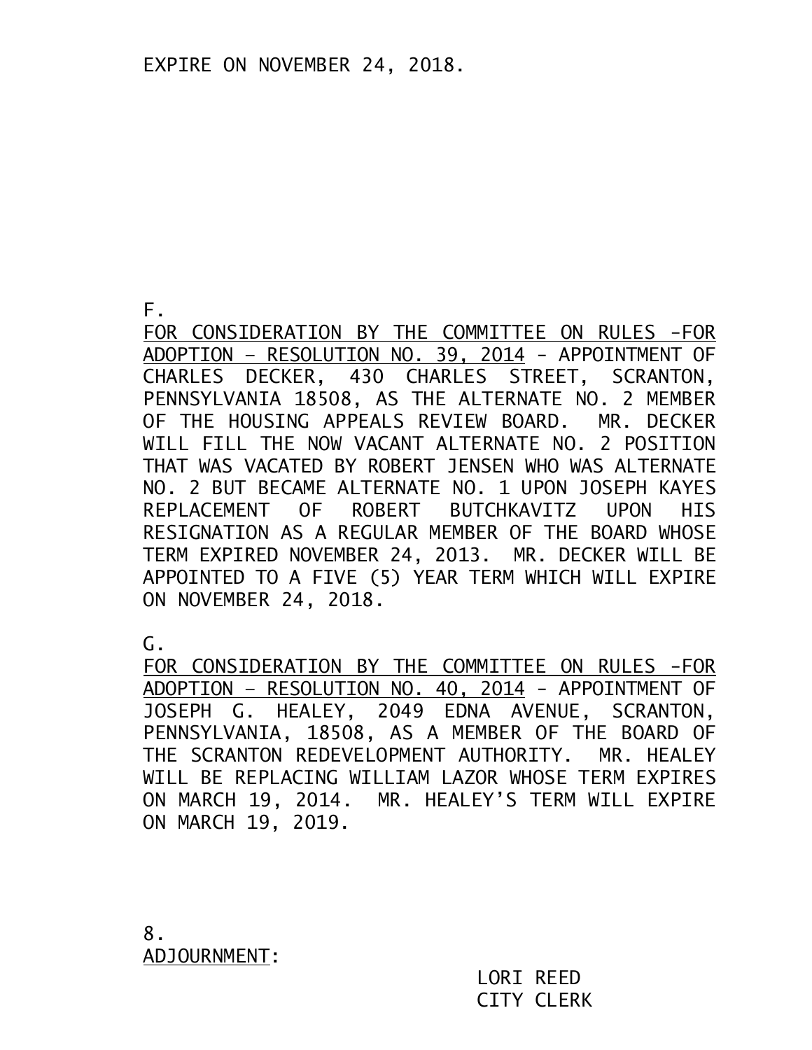EXPIRE ON NOVEMBER 24, 2018.

F.
<u>FOR CONSIDERATION BY THE COMMITTEE ON RULES -FOR ADOPTION – RESOLUTION NO. 39, 2014</u> - APPOINTMENT OF CHARLES DECKER, 430 CHARLES STREET, SCRANTON, PENNSYLVANIA 18508, AS THE ALTERNATE NO. 2 MEMBER OF THE HOUSING APPEALS REVIEW BOARD. MR. DECKER WILL FILL THE NOW VACANT ALTERNATE NO. 2 POSITION THAT WAS VACATED BY ROBERT JENSEN WHO WAS ALTERNATE NO. 2 BUT BECAME ALTERNATE NO. 1 UPON JOSEPH KAYES REPLACEMENT OF ROBERT BUTCHKAVITZ UPON HIS RESIGNATION AS A REGULAR MEMBER OF THE BOARD WHOSE TERM EXPIRED NOVEMBER 24, 2013. MR. DECKER WILL BE APPOINTED TO A FIVE (5) YEAR TERM WHICH WILL EXPIRE ON NOVEMBER 24, 2018.

G.
<u>FOR CONSIDERATION BY THE COMMITTEE ON RULES -FOR ADOPTION – RESOLUTION NO. 40, 2014</u> - APPOINTMENT OF JOSEPH G. HEALEY, 2049 EDNA AVENUE, SCRANTON, PENNSYLVANIA, 18508, AS A MEMBER OF THE BOARD OF THE SCRANTON REDEVELOPMENT AUTHORITY. MR. HEALEY WILL BE REPLACING WILLIAM LAZOR WHOSE TERM EXPIRES ON MARCH 19, 2014. MR. HEALEY'S TERM WILL EXPIRE ON MARCH 19, 2019.

8.
<u>ADJOURNMENT</u>:

LORI REED
CITY CLERK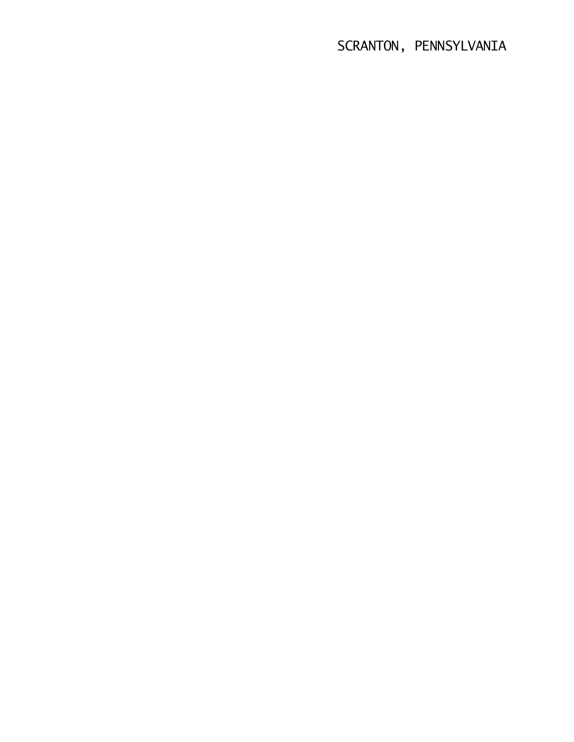SCRANTON, PENNSYLVANIA